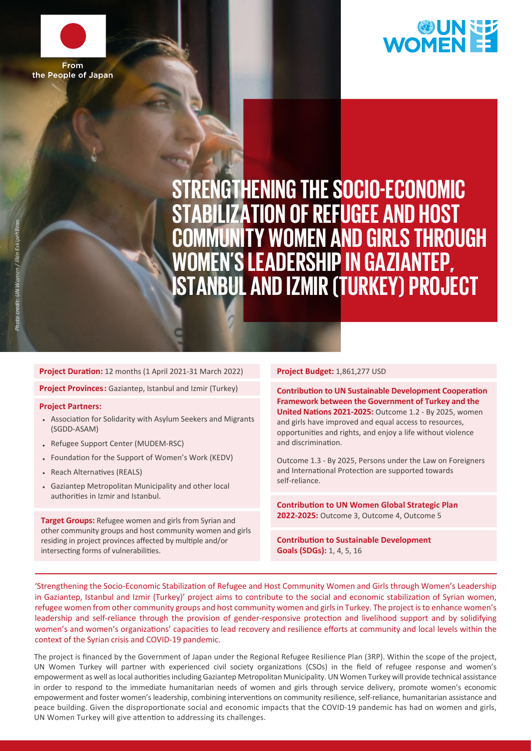From the People of Japan

UN WOMEN

# STRENGTHENING THE SOCIO-ECONOMIC STABILIZATION OF REFUGEE AND HOST COMMUNITY WOMEN AND GIRLS THROUGH WOMEN'S LEADERSHIP IN GAZIANTEP, ISTANBUL AND IZMIR (TURKEY) PROJECT

*Photo credit: UN Women / Ilkin Eskipehlivan*

**Project Duration:** 12 months (1 April 2021-31 March 2022)

**Project Provinces:** Gaziantep, Istanbul and Izmir (Turkey)

**Project Partners:**

- Association for Solidarity with Asylum Seekers and Migrants (SGDD-ASAM)
- Refugee Support Center (MUDEM-RSC)
- Foundation for the Support of Women's Work (KEDV)
- Reach Alternatives (REALS)
- Gaziantep Metropolitan Municipality and other local authorities in Izmir and Istanbul.

**Target Groups:** Refugee women and girls from Syrian and other community groups and host community women and girls residing in project provinces affected by multiple and/or intersecting forms of vulnerabilities.

**Project Budget:** 1,861,277 USD

**Contribution to UN Sustainable Development Cooperation Framework between the Government of Turkey and the United Nations 2021-2025:** Outcome 1.2 - By 2025, women and girls have improved and equal access to resources, opportunities and rights, and enjoy a life without violence and discrimination.

Outcome 1.3 - By 2025, Persons under the Law on Foreigners and International Protection are supported towards self-reliance.

**Contribution to UN Women Global Strategic Plan 2022-2025:** Outcome 3, Outcome 4, Outcome 5

**Contribution to Sustainable Development Goals (SDGs):** 1, 4, 5, 16

'Strengthening the Socio-Economic Stabilization of Refugee and Host Community Women and Girls through Women's Leadership in Gaziantep, Istanbul and Izmir (Turkey)' project aims to contribute to the social and economic stabilization of Syrian women, refugee women from other community groups and host community women and girls in Turkey. The project is to enhance women's leadership and self-reliance through the provision of gender-responsive protection and livelihood support and by solidifying women's and women's organizations' capacities to lead recovery and resilience efforts at community and local levels within the context of the Syrian crisis and COVID-19 pandemic.

The project is financed by the Government of Japan under the Regional Refugee Resilience Plan (3RP). Within the scope of the project, UN Women Turkey will partner with experienced civil society organizations (CSOs) in the field of refugee response and women's empowerment as well as local authorities including Gaziantep Metropolitan Municipality. UN Women Turkey will provide technical assistance in order to respond to the immediate humanitarian needs of women and girls through service delivery, promote women's economic empowerment and foster women's leadership, combining interventions on community resilience, self-reliance, humanitarian assistance and peace building. Given the disproportionate social and economic impacts that the COVID-19 pandemic has had on women and girls, UN Women Turkey will give attention to addressing its challenges.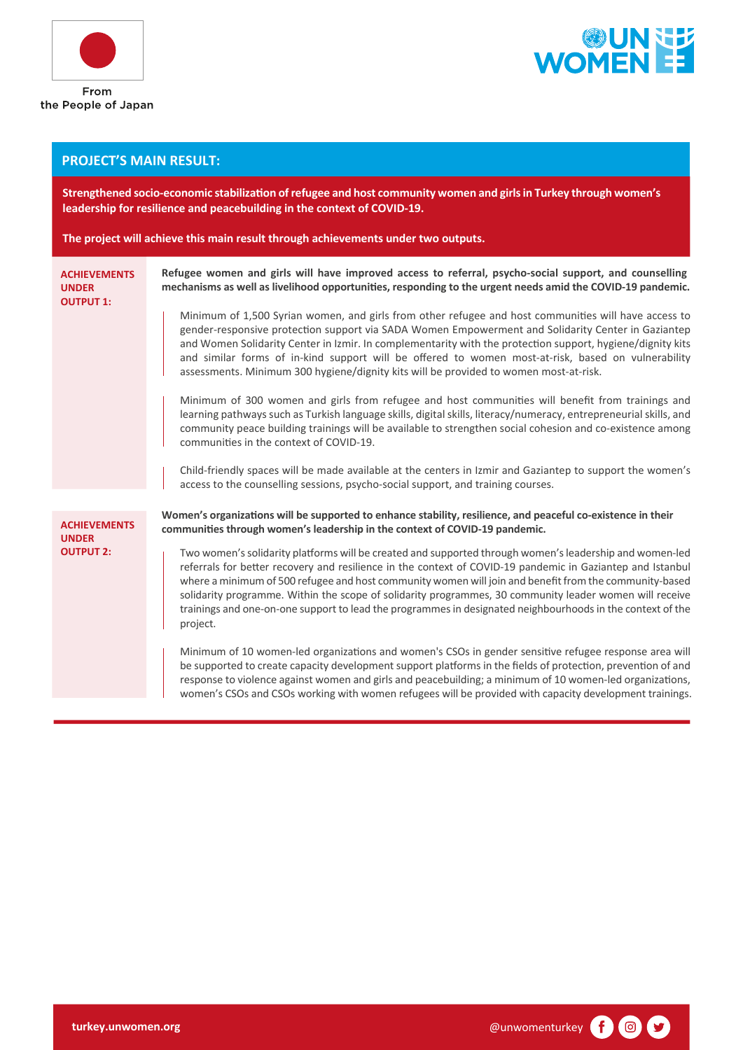From
the People of Japan

## PROJECT'S MAIN RESULT:

**Strengthened socio-economic stabilization of refugee and host community women and girls in Turkey through women's leadership for resilience and peacebuilding in the context of COVID-19.**

**The project will achieve this main result through achievements under two outputs.**

### ACHIEVEMENTS UNDER OUTPUT 1:

**Refugee women and girls will have improved access to referral, psycho-social support, and counselling mechanisms as well as livelihood opportunities, responding to the urgent needs amid the COVID-19 pandemic.**

Minimum of 1,500 Syrian women, and girls from other refugee and host communities will have access to gender-responsive protection support via SADA Women Empowerment and Solidarity Center in Gaziantep and Women Solidarity Center in Izmir. In complementarity with the protection support, hygiene/dignity kits and similar forms of in-kind support will be offered to women most-at-risk, based on vulnerability assessments. Minimum 300 hygiene/dignity kits will be provided to women most-at-risk.

Minimum of 300 women and girls from refugee and host communities will benefit from trainings and learning pathways such as Turkish language skills, digital skills, literacy/numeracy, entrepreneurial skills, and community peace building trainings will be available to strengthen social cohesion and co-existence among communities in the context of COVID-19.

Child-friendly spaces will be made available at the centers in Izmir and Gaziantep to support the women's access to the counselling sessions, psycho-social support, and training courses.

### ACHIEVEMENTS UNDER OUTPUT 2:

**Women's organizations will be supported to enhance stability, resilience, and peaceful co-existence in their communities through women's leadership in the context of COVID-19 pandemic.**

Two women's solidarity platforms will be created and supported through women's leadership and women-led referrals for better recovery and resilience in the context of COVID-19 pandemic in Gaziantep and Istanbul where a minimum of 500 refugee and host community women will join and benefit from the community-based solidarity programme. Within the scope of solidarity programmes, 30 community leader women will receive trainings and one-on-one support to lead the programmes in designated neighbourhoods in the context of the project.

Minimum of 10 women-led organizations and women's CSOs in gender sensitive refugee response area will be supported to create capacity development support platforms in the fields of protection, prevention of and response to violence against women and girls and peacebuilding; a minimum of 10 women-led organizations, women's CSOs and CSOs working with women refugees will be provided with capacity development trainings.

turkey.unwomen.org

@unwomenturkey